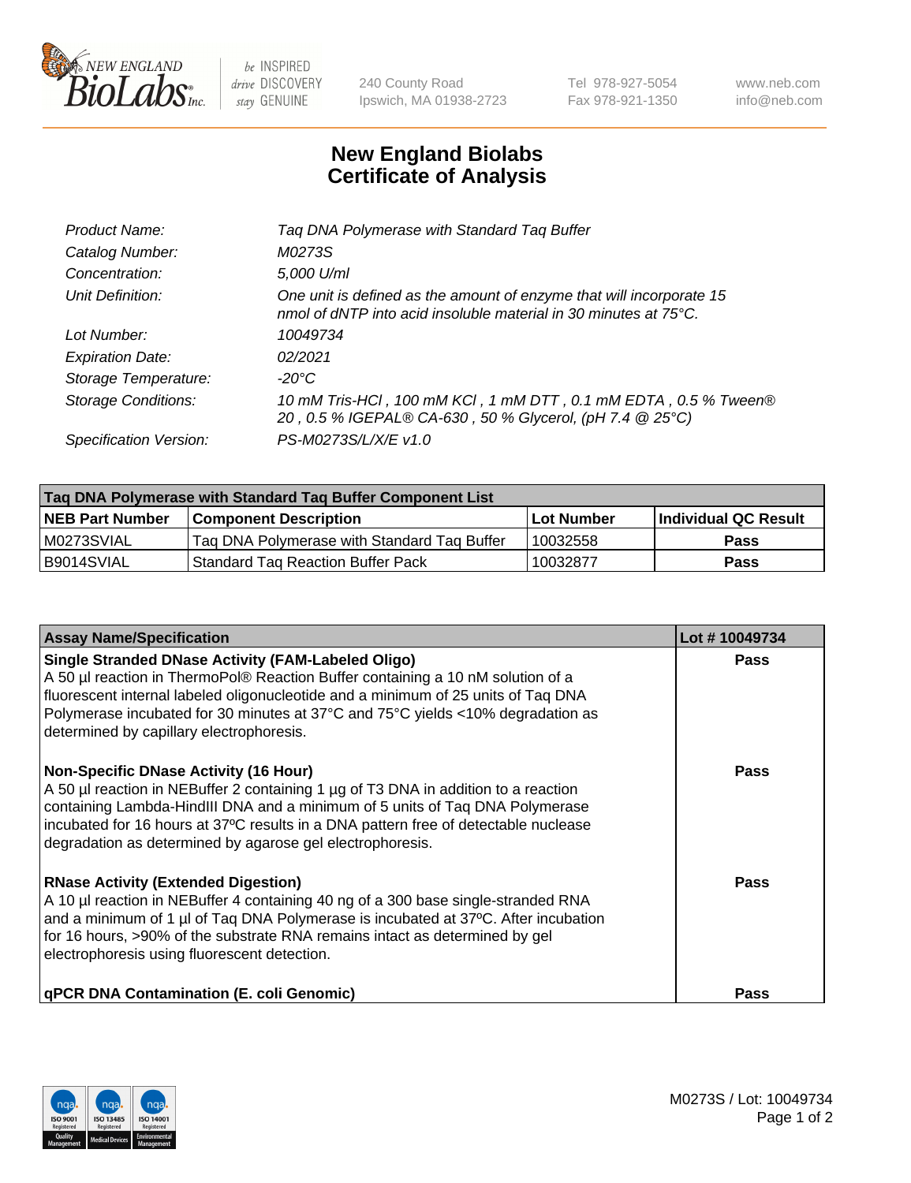New England Biolabs Inc. — be INSPIRED drive DISCOVERY stay GENUINE

240 County Road
Ipswich, MA 01938-2723

Tel 978-927-5054
Fax 978-921-1350

www.neb.com
info@neb.com

# New England Biolabs
# Certificate of Analysis

| | |
|---|---|
| *Product Name:* | *Taq DNA Polymerase with Standard Taq Buffer* |
| *Catalog Number:* | *M0273S* |
| *Concentration:* | *5,000 U/ml* |
| *Unit Definition:* | *One unit is defined as the amount of enzyme that will incorporate 15 nmol of dNTP into acid insoluble material in 30 minutes at 75°C.* |
| *Lot Number:* | *10049734* |
| *Expiration Date:* | *02/2021* |
| *Storage Temperature:* | *-20°C* |
| *Storage Conditions:* | *10 mM Tris-HCl , 100 mM KCl , 1 mM DTT , 0.1 mM EDTA , 0.5 % Tween® 20 , 0.5 % IGEPAL® CA-630 , 50 % Glycerol, (pH 7.4 @ 25°C)* |
| *Specification Version:* | *PS-M0273S/L/X/E v1.0* |

| Taq DNA Polymerase with Standard Taq Buffer Component List | | | |
|---|---|---|---|
| **NEB Part Number** | **Component Description** | **Lot Number** | **Individual QC Result** |
| M0273SVIAL | Taq DNA Polymerase with Standard Taq Buffer | 10032558 | **Pass** |
| B9014SVIAL | Standard Taq Reaction Buffer Pack | 10032877 | **Pass** |

| Assay Name/Specification | Lot # 10049734 |
|---|---|
| **Single Stranded DNase Activity (FAM-Labeled Oligo)**<br>A 50 µl reaction in ThermoPol® Reaction Buffer containing a 10 nM solution of a fluorescent internal labeled oligonucleotide and a minimum of 25 units of Taq DNA Polymerase incubated for 30 minutes at 37°C and 75°C yields <10% degradation as determined by capillary electrophoresis. | **Pass** |
| **Non-Specific DNase Activity (16 Hour)**<br>A 50 µl reaction in NEBuffer 2 containing 1 µg of T3 DNA in addition to a reaction containing Lambda-HindIII DNA and a minimum of 5 units of Taq DNA Polymerase incubated for 16 hours at 37ºC results in a DNA pattern free of detectable nuclease degradation as determined by agarose gel electrophoresis. | **Pass** |
| **RNase Activity (Extended Digestion)**<br>A 10 µl reaction in NEBuffer 4 containing 40 ng of a 300 base single-stranded RNA and a minimum of 1 µl of Taq DNA Polymerase is incubated at 37ºC. After incubation for 16 hours, >90% of the substrate RNA remains intact as determined by gel electrophoresis using fluorescent detection. | **Pass** |
| **qPCR DNA Contamination (E. coli Genomic)** | **Pass** |

M0273S / Lot: 10049734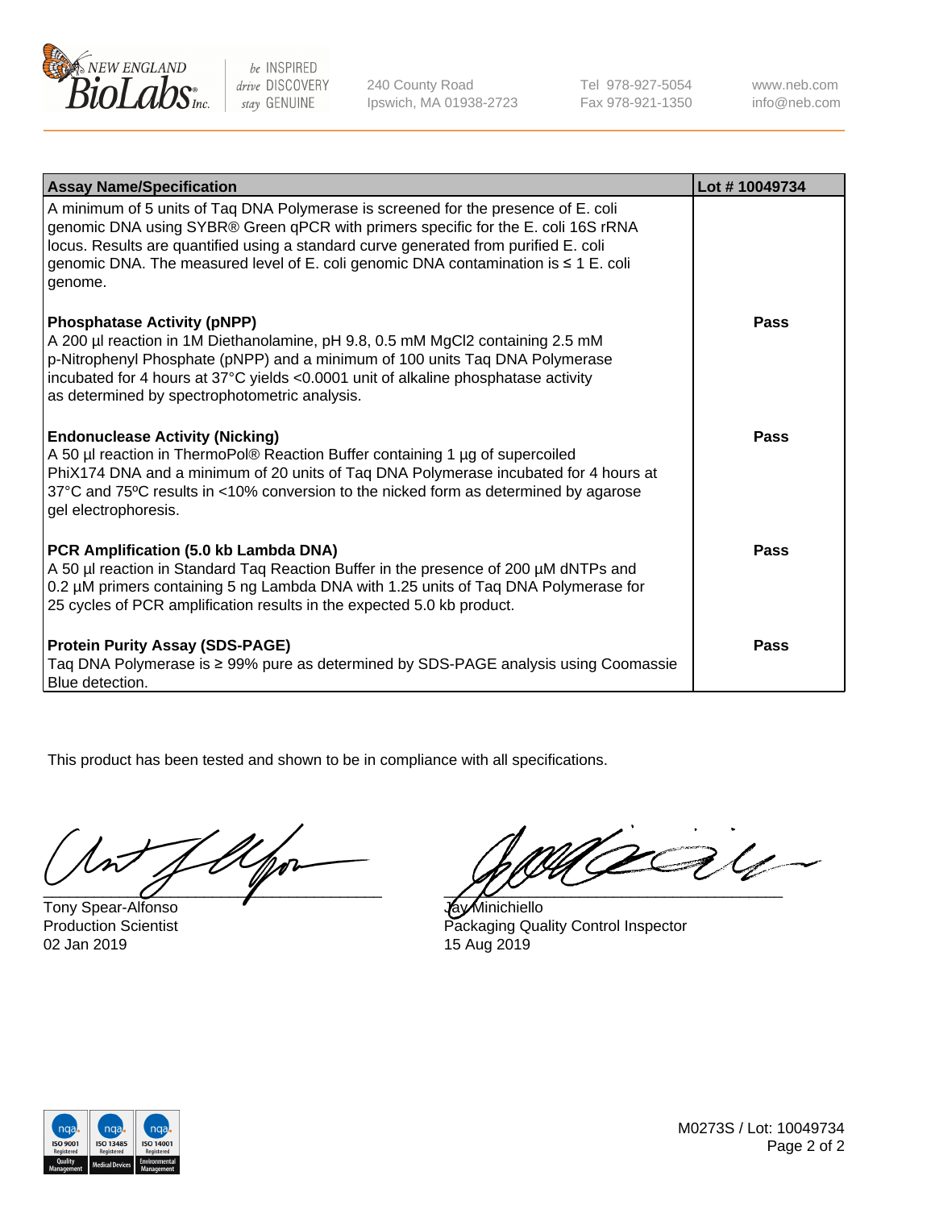240 County Road
Ipswich, MA 01938-2723

Tel 978-927-5054
Fax 978-921-1350

www.neb.com
info@neb.com

| Assay Name/Specification | Lot # 10049734 |
|---|---|
| A minimum of 5 units of Taq DNA Polymerase is screened for the presence of E. coli genomic DNA using SYBR® Green qPCR with primers specific for the E. coli 16S rRNA locus. Results are quantified using a standard curve generated from purified E. coli genomic DNA. The measured level of E. coli genomic DNA contamination is ≤ 1 E. coli genome. | |
| **Phosphatase Activity (pNPP)**<br>A 200 µl reaction in 1M Diethanolamine, pH 9.8, 0.5 mM $MgCl_2$ containing 2.5 mM p-Nitrophenyl Phosphate (pNPP) and a minimum of 100 units Taq DNA Polymerase incubated for 4 hours at 37°C yields <0.0001 unit of alkaline phosphatase activity as determined by spectrophotometric analysis. | Pass |
| **Endonuclease Activity (Nicking)**<br>A 50 µl reaction in ThermoPol® Reaction Buffer containing 1 µg of supercoiled PhiX174 DNA and a minimum of 20 units of Taq DNA Polymerase incubated for 4 hours at 37°C and 75ºC results in <10% conversion to the nicked form as determined by agarose gel electrophoresis. | Pass |
| **PCR Amplification (5.0 kb Lambda DNA)**<br>A 50 µl reaction in Standard Taq Reaction Buffer in the presence of 200 µM dNTPs and 0.2 µM primers containing 5 ng Lambda DNA with 1.25 units of Taq DNA Polymerase for 25 cycles of PCR amplification results in the expected 5.0 kb product. | Pass |
| **Protein Purity Assay (SDS-PAGE)**<br>Taq DNA Polymerase is ≥ 99% pure as determined by SDS-PAGE analysis using Coomassie Blue detection. | Pass |

This product has been tested and shown to be in compliance with all specifications.

Tony Spear-Alfonso
Production Scientist
02 Jan 2019

Jay Minichiello
Packaging Quality Control Inspector
15 Aug 2019

M0273S / Lot: 10049734